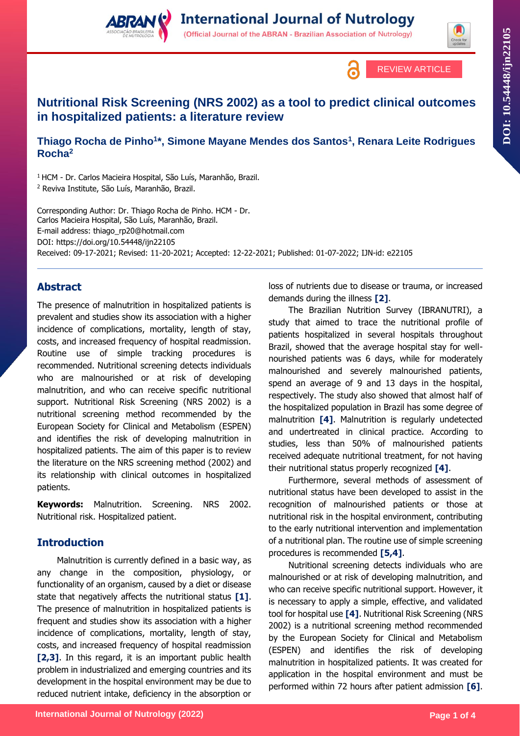REVIEW ARTICLE

# Nutritional Risk Screening (NRS 2002) as a tool to predict clinical outcomes in hospitalized patients: a literature review

**Thiago Rocha de Pinho[1]*, Simone Mayane Mendes dos Santos[1], Renara Leite Rodrigues Rocha[2]**

[1] HCM - Dr. Carlos Macieira Hospital, São Luís, Maranhão, Brazil.
[2] Reviva Institute, São Luís, Maranhão, Brazil.

Corresponding Author: Dr. Thiago Rocha de Pinho. HCM - Dr. Carlos Macieira Hospital, São Luís, Maranhão, Brazil.
E-mail address: thiago_rp20@hotmail.com
DOI: https://doi.org/10.54448/ijn22105
Received: 09-17-2021; Revised: 11-20-2021; Accepted: 12-22-2021; Published: 01-07-2022; IJN-id: e22105

## Abstract

The presence of malnutrition in hospitalized patients is prevalent and studies show its association with a higher incidence of complications, mortality, length of stay, costs, and increased frequency of hospital readmission. Routine use of simple tracking procedures is recommended. Nutritional screening detects individuals who are malnourished or at risk of developing malnutrition, and who can receive specific nutritional support. Nutritional Risk Screening (NRS 2002) is a nutritional screening method recommended by the European Society for Clinical and Metabolism (ESPEN) and identifies the risk of developing malnutrition in hospitalized patients. The aim of this paper is to review the literature on the NRS screening method (2002) and its relationship with clinical outcomes in hospitalized patients.

**Keywords:** Malnutrition. Screening. NRS 2002. Nutritional risk. Hospitalized patient.

## Introduction

Malnutrition is currently defined in a basic way, as any change in the composition, physiology, or functionality of an organism, caused by a diet or disease state that negatively affects the nutritional status **[1]**. The presence of malnutrition in hospitalized patients is frequent and studies show its association with a higher incidence of complications, mortality, length of stay, costs, and increased frequency of hospital readmission **[2,3]**. In this regard, it is an important public health problem in industrialized and emerging countries and its development in the hospital environment may be due to reduced nutrient intake, deficiency in the absorption or loss of nutrients due to disease or trauma, or increased demands during the illness **[2]**.

The Brazilian Nutrition Survey (IBRANUTRI), a study that aimed to trace the nutritional profile of patients hospitalized in several hospitals throughout Brazil, showed that the average hospital stay for well-nourished patients was 6 days, while for moderately malnourished and severely malnourished patients, spend an average of 9 and 13 days in the hospital, respectively. The study also showed that almost half of the hospitalized population in Brazil has some degree of malnutrition **[4]**. Malnutrition is regularly undetected and undertreated in clinical practice. According to studies, less than 50% of malnourished patients received adequate nutritional treatment, for not having their nutritional status properly recognized **[4]**.

Furthermore, several methods of assessment of nutritional status have been developed to assist in the recognition of malnourished patients or those at nutritional risk in the hospital environment, contributing to the early nutritional intervention and implementation of a nutritional plan. The routine use of simple screening procedures is recommended **[5,4]**.

Nutritional screening detects individuals who are malnourished or at risk of developing malnutrition, and who can receive specific nutritional support. However, it is necessary to apply a simple, effective, and validated tool for hospital use **[4]**. Nutritional Risk Screening (NRS 2002) is a nutritional screening method recommended by the European Society for Clinical and Metabolism (ESPEN) and identifies the risk of developing malnutrition in hospitalized patients. It was created for application in the hospital environment and must be performed within 72 hours after patient admission **[6]**.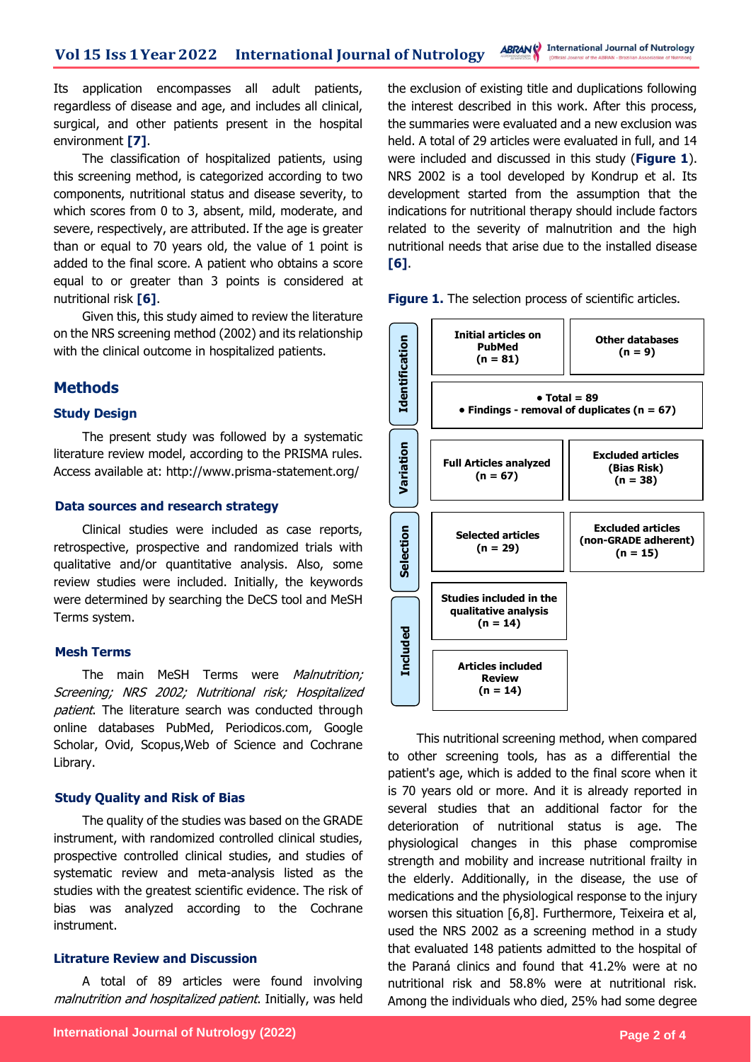Its application encompasses all adult patients, regardless of disease and age, and includes all clinical, surgical, and other patients present in the hospital environment **[7]**.

The classification of hospitalized patients, using this screening method, is categorized according to two components, nutritional status and disease severity, to which scores from 0 to 3, absent, mild, moderate, and severe, respectively, are attributed. If the age is greater than or equal to 70 years old, the value of 1 point is added to the final score. A patient who obtains a score equal to or greater than 3 points is considered at nutritional risk **[6]**.

Given this, this study aimed to review the literature on the NRS screening method (2002) and its relationship with the clinical outcome in hospitalized patients.

## Methods

### Study Design

The present study was followed by a systematic literature review model, according to the PRISMA rules. Access available at: http://www.prisma-statement.org/

### Data sources and research strategy

Clinical studies were included as case reports, retrospective, prospective and randomized trials with qualitative and/or quantitative analysis. Also, some review studies were included. Initially, the keywords were determined by searching the DeCS tool and MeSH Terms system.

### Mesh Terms

The main MeSH Terms were *Malnutrition; Screening; NRS 2002; Nutritional risk; Hospitalized patient*. The literature search was conducted through online databases PubMed, Periodicos.com, Google Scholar, Ovid, Scopus,Web of Science and Cochrane Library.

### Study Quality and Risk of Bias

The quality of the studies was based on the GRADE instrument, with randomized controlled clinical studies, prospective controlled clinical studies, and studies of systematic review and meta-analysis listed as the studies with the greatest scientific evidence. The risk of bias was analyzed according to the Cochrane instrument.

### Litrature Review and Discussion

A total of 89 articles were found involving *malnutrition and hospitalized patient*. Initially, was held the exclusion of existing title and duplications following the interest described in this work. After this process, the summaries were evaluated and a new exclusion was held. A total of 29 articles were evaluated in full, and 14 were included and discussed in this study (**Figure 1**). NRS 2002 is a tool developed by Kondrup et al. Its development started from the assumption that the indications for nutritional therapy should include factors related to the severity of malnutrition and the high nutritional needs that arise due to the installed disease **[6]**.

**Figure 1.** The selection process of scientific articles.

| Stage | | |
|---|---|---|
| Identification | **Initial articles on PubMed (n = 81)** | **Other databases (n = 9)** |
| | **• Total = 89 • Findings - removal of duplicates (n = 67)** | |
| Variation | **Full Articles analyzed (n = 67)** | **Excluded articles (Bias Risk) (n = 38)** |
| Selection | **Selected articles (n = 29)** | **Excluded articles (non-GRADE adherent) (n = 15)** |
| Included | **Studies included in the qualitative analysis (n = 14)** | |
| | **Articles included Review (n = 14)** | |

This nutritional screening method, when compared to other screening tools, has as a differential the patient's age, which is added to the final score when it is 70 years old or more. And it is already reported in several studies that an additional factor for the deterioration of nutritional status is age. The physiological changes in this phase compromise strength and mobility and increase nutritional frailty in the elderly. Additionally, in the disease, the use of medications and the physiological response to the injury worsen this situation [6,8]. Furthermore, Teixeira et al, used the NRS 2002 as a screening method in a study that evaluated 148 patients admitted to the hospital of the Paraná clinics and found that 41.2% were at no nutritional risk and 58.8% were at nutritional risk. Among the individuals who died, 25% had some degree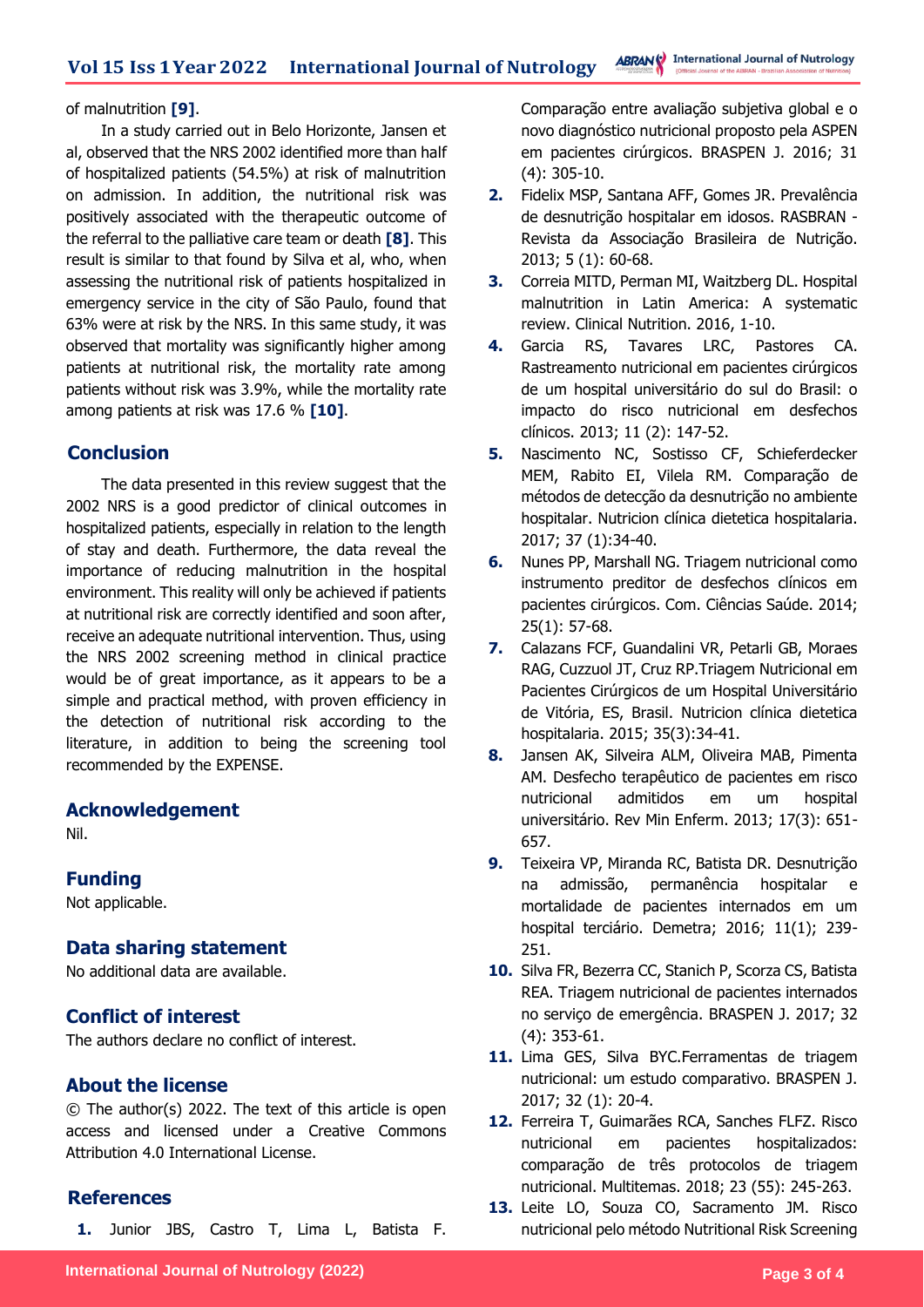of malnutrition **[9]**.

In a study carried out in Belo Horizonte, Jansen et al, observed that the NRS 2002 identified more than half of hospitalized patients (54.5%) at risk of malnutrition on admission. In addition, the nutritional risk was positively associated with the therapeutic outcome of the referral to the palliative care team or death **[8]**. This result is similar to that found by Silva et al, who, when assessing the nutritional risk of patients hospitalized in emergency service in the city of São Paulo, found that 63% were at risk by the NRS. In this same study, it was observed that mortality was significantly higher among patients at nutritional risk, the mortality rate among patients without risk was 3.9%, while the mortality rate among patients at risk was 17.6 % **[10]**.

## Conclusion

The data presented in this review suggest that the 2002 NRS is a good predictor of clinical outcomes in hospitalized patients, especially in relation to the length of stay and death. Furthermore, the data reveal the importance of reducing malnutrition in the hospital environment. This reality will only be achieved if patients at nutritional risk are correctly identified and soon after, receive an adequate nutritional intervention. Thus, using the NRS 2002 screening method in clinical practice would be of great importance, as it appears to be a simple and practical method, with proven efficiency in the detection of nutritional risk according to the literature, in addition to being the screening tool recommended by the EXPENSE.

## Acknowledgement

Nil.

## Funding

Not applicable.

## Data sharing statement

No additional data are available.

## Conflict of interest

The authors declare no conflict of interest.

## About the license

© The author(s) 2022. The text of this article is open access and licensed under a Creative Commons Attribution 4.0 International License.

## References

1. Junior JBS, Castro T, Lima L, Batista F. Comparação entre avaliação subjetiva global e o novo diagnóstico nutricional proposto pela ASPEN em pacientes cirúrgicos. BRASPEN J. 2016; 31 (4): 305-10.
2. Fidelix MSP, Santana AFF, Gomes JR. Prevalência de desnutrição hospitalar em idosos. RASBRAN - Revista da Associação Brasileira de Nutrição. 2013; 5 (1): 60-68.
3. Correia MITD, Perman MI, Waitzberg DL. Hospital malnutrition in Latin America: A systematic review. Clinical Nutrition. 2016, 1-10.
4. Garcia RS, Tavares LRC, Pastores CA. Rastreamento nutricional em pacientes cirúrgicos de um hospital universitário do sul do Brasil: o impacto do risco nutricional em desfechos clínicos. 2013; 11 (2): 147-52.
5. Nascimento NC, Sostisso CF, Schieferdecker MEM, Rabito EI, Vilela RM. Comparação de métodos de detecção da desnutrição no ambiente hospitalar. Nutricion clínica dietetica hospitalaria. 2017; 37 (1):34-40.
6. Nunes PP, Marshall NG. Triagem nutricional como instrumento preditor de desfechos clínicos em pacientes cirúrgicos. Com. Ciências Saúde. 2014; 25(1): 57-68.
7. Calazans FCF, Guandalini VR, Petarli GB, Moraes RAG, Cuzzuol JT, Cruz RP.Triagem Nutricional em Pacientes Cirúrgicos de um Hospital Universitário de Vitória, ES, Brasil. Nutricion clínica dietetica hospitalaria. 2015; 35(3):34-41.
8. Jansen AK, Silveira ALM, Oliveira MAB, Pimenta AM. Desfecho terapêutico de pacientes em risco nutricional admitidos em um hospital universitário. Rev Min Enferm. 2013; 17(3): 651-657.
9. Teixeira VP, Miranda RC, Batista DR. Desnutrição na admissão, permanência hospitalar e mortalidade de pacientes internados em um hospital terciário. Demetra; 2016; 11(1); 239-251.
10. Silva FR, Bezerra CC, Stanich P, Scorza CS, Batista REA. Triagem nutricional de pacientes internados no serviço de emergência. BRASPEN J. 2017; 32 (4): 353-61.
11. Lima GES, Silva BYC.Ferramentas de triagem nutricional: um estudo comparativo. BRASPEN J. 2017; 32 (1): 20-4.
12. Ferreira T, Guimarães RCA, Sanches FLFZ. Risco nutricional em pacientes hospitalizados: comparação de três protocolos de triagem nutricional. Multitemas. 2018; 23 (55): 245-263.
13. Leite LO, Souza CO, Sacramento JM. Risco nutricional pelo método Nutritional Risk Screening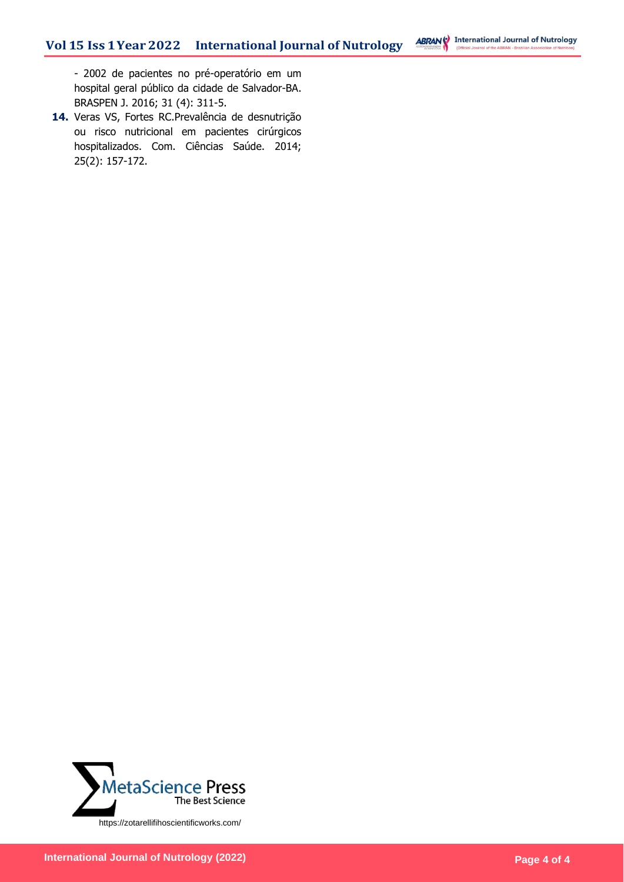- 2002 de pacientes no pré-operatório em um hospital geral público da cidade de Salvador-BA. BRASPEN J. 2016; 31 (4): 311-5.

14. Veras VS, Fortes RC.Prevalência de desnutrição ou risco nutricional em pacientes cirúrgicos hospitalizados. Com. Ciências Saúde. 2014; 25(2): 157-172.

MetaScience Press
The Best Science

https://zotarellifihoscientificworks.com/